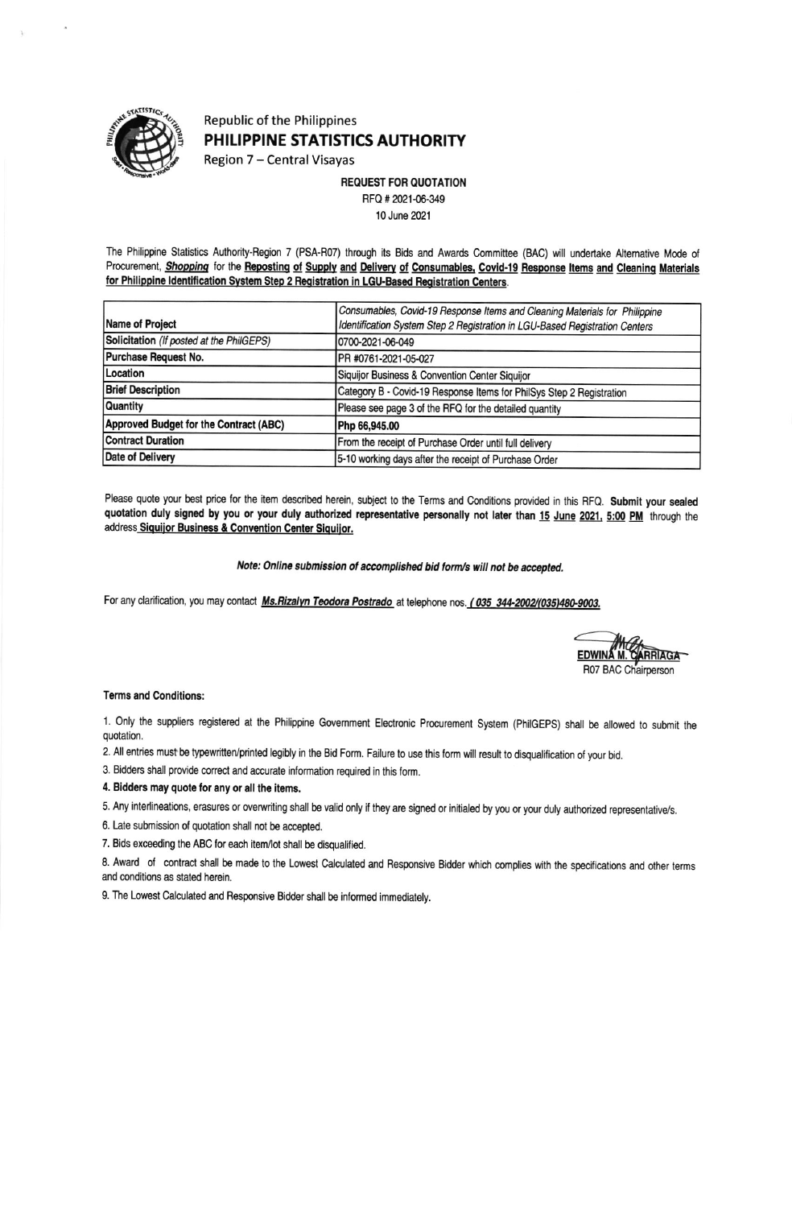Republic of the Philippines

# PHILIPPINE STATISTICS AUTHORITY

Region 7 – Central Visayas

**REQUEST FOR QUOTATION**

RFQ # 2021-06-349

10 June 2021

The Philippine Statistics Authority-Region 7 (PSA-R07) through its Bids and Awards Committee (BAC) will undertake Alternative Mode of Procurement, ***Shopping*** for the **Reposting of Supply and Delivery of Consumables, Covid-19 Response Items and Cleaning Materials for Philippine Identification System Step 2 Registration in LGU-Based Registration Centers**.

| | |
|---|---|
| **Name of Project** | *Consumables, Covid-19 Response Items and Cleaning Materials for Philippine Identification System Step 2 Registration in LGU-Based Registration Centers* |
| **Solicitation** *(If posted at the PhilGEPS)* | 0700-2021-06-049 |
| **Purchase Request No.** | PR #0761-2021-05-027 |
| **Location** | Siquijor Business & Convention Center Siquijor |
| **Brief Description** | Category B - Covid-19 Response Items for PhilSys Step 2 Registration |
| **Quantity** | Please see page 3 of the RFQ for the detailed quantity |
| **Approved Budget for the Contract (ABC)** | **Php 66,945.00** |
| **Contract Duration** | From the receipt of Purchase Order until full delivery |
| **Date of Delivery** | 5-10 working days after the receipt of Purchase Order |

Please quote your best price for the item described herein, subject to the Terms and Conditions provided in this RFQ. **Submit your sealed quotation duly signed by you or your duly authorized representative personally not later than 15 June 2021, 5:00 PM** through the address **Siquijor Business & Convention Center Siquijor.**

***Note: Online submission of accomplished bid form/s will not be accepted.***

For any clarification, you may contact ***Ms.Rizalyn Teodora Postrado*** at telephone nos. ***( 035 344-2002/(035)480-9003.***

**EDWINA M. CARRIAGA**
R07 BAC Chairperson

**Terms and Conditions:**

1. Only the suppliers registered at the Philippine Government Electronic Procurement System (PhilGEPS) shall be allowed to submit the quotation.
2. All entries must be typewritten/printed legibly in the Bid Form. Failure to use this form will result to disqualification of your bid.
3. Bidders shall provide correct and accurate information required in this form.
4. **Bidders may quote for any or all the items.**
5. Any interlineations, erasures or overwriting shall be valid only if they are signed or initialed by you or your duly authorized representative/s.
6. Late submission of quotation shall not be accepted.
7. Bids exceeding the ABC for each item/lot shall be disqualified.
8. Award of contract shall be made to the Lowest Calculated and Responsive Bidder which complies with the specifications and other terms and conditions as stated herein.
9. The Lowest Calculated and Responsive Bidder shall be informed immediately.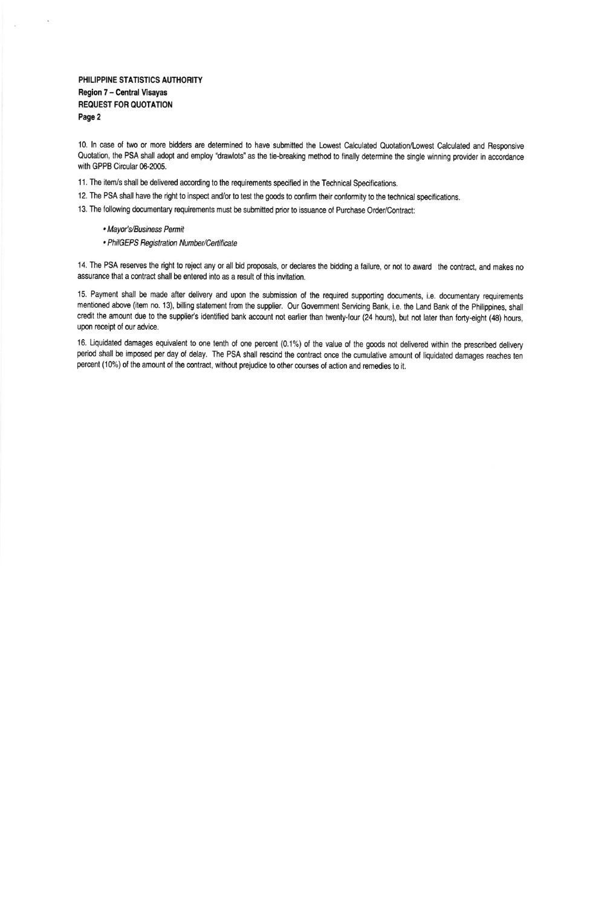**PHILIPPINE STATISTICS AUTHORITY**
**Region 7 – Central Visayas**
**REQUEST FOR QUOTATION**
**Page 2**

10. In case of two or more bidders are determined to have submitted the Lowest Calculated Quotation/Lowest Calculated and Responsive Quotation, the PSA shall adopt and employ "drawlots" as the tie-breaking method to finally determine the single winning provider in accordance with GPPB Circular 06-2005.

11. The item/s shall be delivered according to the requirements specified in the Technical Specifications.

12. The PSA shall have the right to inspect and/or to test the goods to confirm their conformity to the technical specifications.

13. The following documentary requirements must be submitted prior to issuance of Purchase Order/Contract:

- *Mayor's/Business Permit*
- *PhilGEPS Registration Number/Certificate*

14. The PSA reserves the right to reject any or all bid proposals, or declares the bidding a failure, or not to award the contract, and makes no assurance that a contract shall be entered into as a result of this invitation.

15. Payment shall be made after delivery and upon the submission of the required supporting documents, i.e. documentary requirements mentioned above (item no. 13), billing statement from the supplier. Our Government Servicing Bank, i.e. the Land Bank of the Philippines, shall credit the amount due to the supplier's identified bank account not earlier than twenty-four (24 hours), but not later than forty-eight (48) hours, upon receipt of our advice.

16. Liquidated damages equivalent to one tenth of one percent (0.1%) of the value of the goods not delivered within the prescribed delivery period shall be imposed per day of delay. The PSA shall rescind the contract once the cumulative amount of liquidated damages reaches ten percent (10%) of the amount of the contract, without prejudice to other courses of action and remedies to it.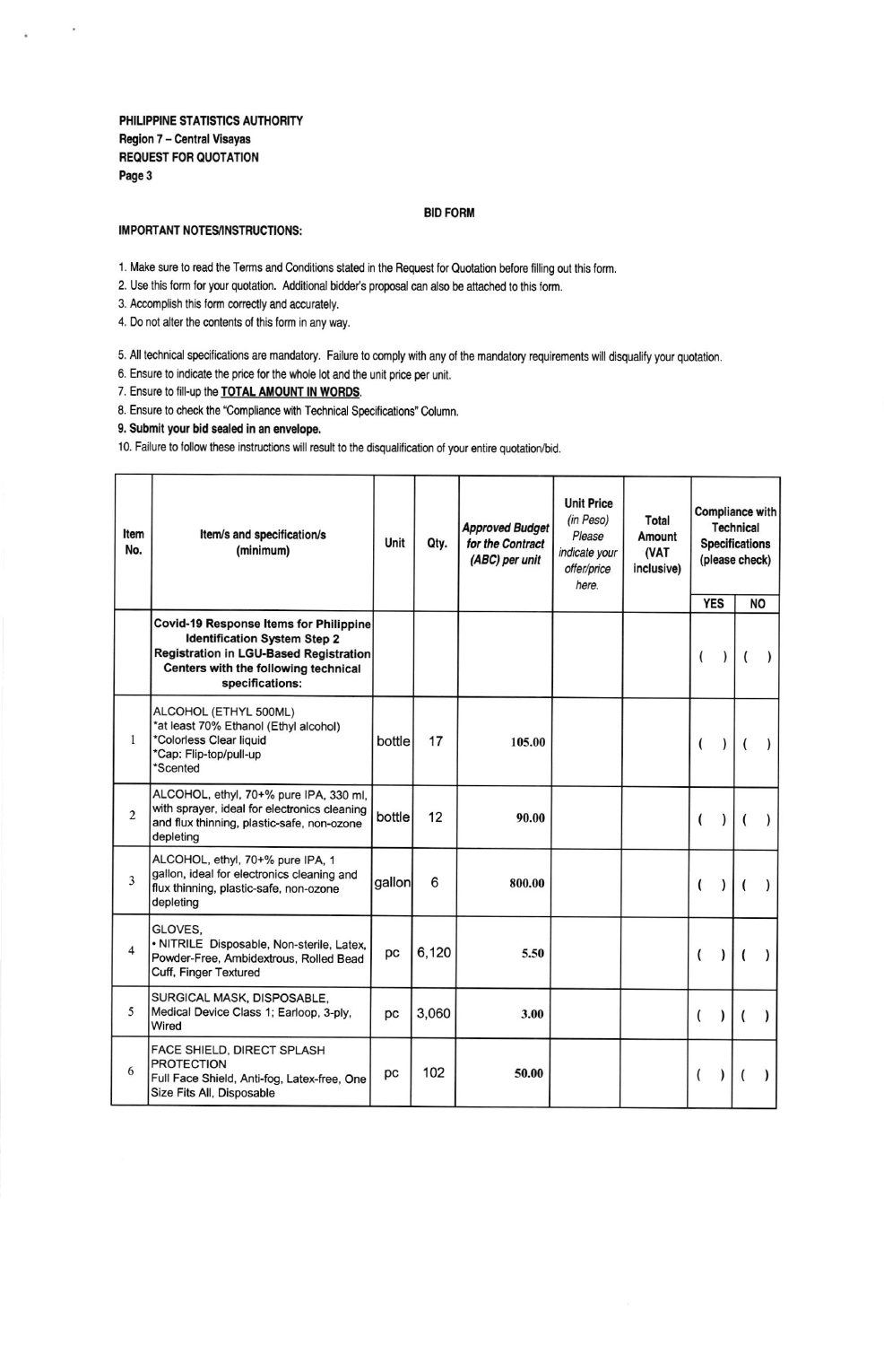**PHILIPPINE STATISTICS AUTHORITY**
**Region 7 – Central Visayas**
**REQUEST FOR QUOTATION**
**Page 3**

**BID FORM**

**IMPORTANT NOTES/INSTRUCTIONS:**

1. Make sure to read the Terms and Conditions stated in the Request for Quotation before filling out this form.
2. Use this form for your quotation. Additional bidder's proposal can also be attached to this form.
3. Accomplish this form correctly and accurately.
4. Do not alter the contents of this form in any way.

5. All technical specifications are mandatory. Failure to comply with any of the mandatory requirements will disqualify your quotation.
6. Ensure to indicate the price for the whole lot and the unit price per unit.
7. Ensure to fill-up the **TOTAL AMOUNT IN WORDS**.
8. Ensure to check the "Compliance with Technical Specifications" Column.
**9. Submit your bid sealed in an envelope.**
10. Failure to follow these instructions will result to the disqualification of your entire quotation/bid.

| Item No. | Item/s and specification/s (minimum) | Unit | Qty. | *Approved Budget for the Contract (ABC) per unit* | Unit Price (in Peso) *Please indicate your offer/price here.* | Total Amount (VAT inclusive) | Compliance with Technical Specifications (please check) | |
|---|---|---|---|---|---|---|---|---|
| | | | | | | | YES | NO |
| | **Covid-19 Response Items for Philippine Identification System Step 2 Registration in LGU-Based Registration Centers with the following technical specifications:** | | | | | | ( ) | ( ) |
| 1 | ALCOHOL (ETHYL 500ML)<br>*at least 70% Ethanol (Ethyl alcohol)<br>*Colorless Clear liquid<br>*Cap: Flip-top/pull-up<br>*Scented | bottle | 17 | 105.00 | | | ( ) | ( ) |
| 2 | ALCOHOL, ethyl, 70+% pure IPA, 330 ml, with sprayer, ideal for electronics cleaning and flux thinning, plastic-safe, non-ozone depleting | bottle | 12 | 90.00 | | | ( ) | ( ) |
| 3 | ALCOHOL, ethyl, 70+% pure IPA, 1 gallon, ideal for electronics cleaning and flux thinning, plastic-safe, non-ozone depleting | gallon | 6 | 800.00 | | | ( ) | ( ) |
| 4 | GLOVES,<br>• NITRILE Disposable, Non-sterile, Latex, Powder-Free, Ambidextrous, Rolled Bead Cuff, Finger Textured | pc | 6,120 | 5.50 | | | ( ) | ( ) |
| 5 | SURGICAL MASK, DISPOSABLE, Medical Device Class 1; Earloop, 3-ply, Wired | pc | 3,060 | 3.00 | | | ( ) | ( ) |
| 6 | FACE SHIELD, DIRECT SPLASH PROTECTION<br>Full Face Shield, Anti-fog, Latex-free, One Size Fits All, Disposable | pc | 102 | 50.00 | | | ( ) | ( ) |